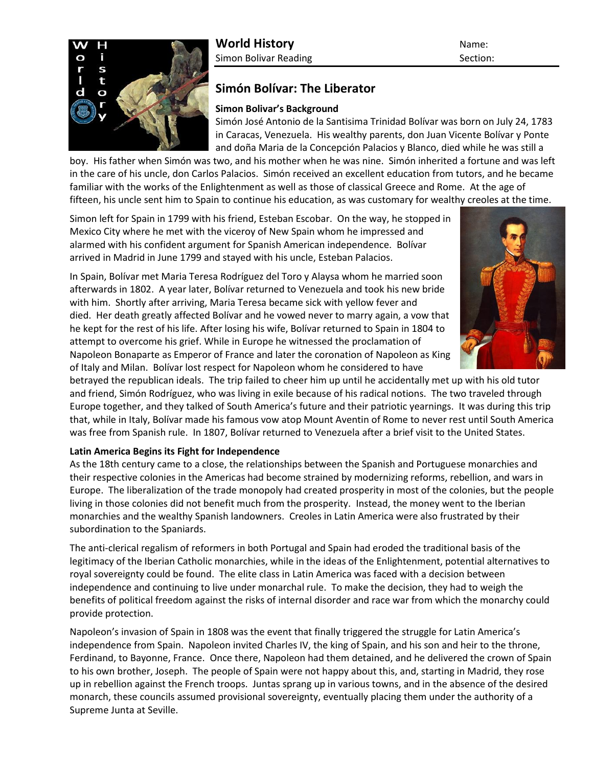**World History**
Simon Bolivar Reading

Name:
Section:

## Simón Bolívar: The Liberator

### Simon Bolivar's Background

Simón José Antonio de la Santisima Trinidad Bolívar was born on July 24, 1783 in Caracas, Venezuela. His wealthy parents, don Juan Vicente Bolívar y Ponte and doña Maria de la Concepción Palacios y Blanco, died while he was still a boy. His father when Simón was two, and his mother when he was nine. Simón inherited a fortune and was left in the care of his uncle, don Carlos Palacios. Simón received an excellent education from tutors, and he became familiar with the works of the Enlightenment as well as those of classical Greece and Rome. At the age of fifteen, his uncle sent him to Spain to continue his education, as was customary for wealthy creoles at the time.

Simon left for Spain in 1799 with his friend, Esteban Escobar. On the way, he stopped in Mexico City where he met with the viceroy of New Spain whom he impressed and alarmed with his confident argument for Spanish American independence. Bolívar arrived in Madrid in June 1799 and stayed with his uncle, Esteban Palacios.

In Spain, Bolívar met Maria Teresa Rodríguez del Toro y Alaysa whom he married soon afterwards in 1802. A year later, Bolívar returned to Venezuela and took his new bride with him. Shortly after arriving, Maria Teresa became sick with yellow fever and died. Her death greatly affected Bolívar and he vowed never to marry again, a vow that he kept for the rest of his life. After losing his wife, Bolívar returned to Spain in 1804 to attempt to overcome his grief. While in Europe he witnessed the proclamation of Napoleon Bonaparte as Emperor of France and later the coronation of Napoleon as King of Italy and Milan. Bolívar lost respect for Napoleon whom he considered to have betrayed the republican ideals. The trip failed to cheer him up until he accidentally met up with his old tutor and friend, Simón Rodríguez, who was living in exile because of his radical notions. The two traveled through Europe together, and they talked of South America's future and their patriotic yearnings. It was during this trip that, while in Italy, Bolívar made his famous vow atop Mount Aventin of Rome to never rest until South America was free from Spanish rule. In 1807, Bolívar returned to Venezuela after a brief visit to the United States.

### Latin America Begins its Fight for Independence

As the 18th century came to a close, the relationships between the Spanish and Portuguese monarchies and their respective colonies in the Americas had become strained by modernizing reforms, rebellion, and wars in Europe. The liberalization of the trade monopoly had created prosperity in most of the colonies, but the people living in those colonies did not benefit much from the prosperity. Instead, the money went to the Iberian monarchies and the wealthy Spanish landowners. Creoles in Latin America were also frustrated by their subordination to the Spaniards.

The anti-clerical regalism of reformers in both Portugal and Spain had eroded the traditional basis of the legitimacy of the Iberian Catholic monarchies, while in the ideas of the Enlightenment, potential alternatives to royal sovereignty could be found. The elite class in Latin America was faced with a decision between independence and continuing to live under monarchal rule. To make the decision, they had to weigh the benefits of political freedom against the risks of internal disorder and race war from which the monarchy could provide protection.

Napoleon's invasion of Spain in 1808 was the event that finally triggered the struggle for Latin America's independence from Spain. Napoleon invited Charles IV, the king of Spain, and his son and heir to the throne, Ferdinand, to Bayonne, France. Once there, Napoleon had them detained, and he delivered the crown of Spain to his own brother, Joseph. The people of Spain were not happy about this, and, starting in Madrid, they rose up in rebellion against the French troops. Juntas sprang up in various towns, and in the absence of the desired monarch, these councils assumed provisional sovereignty, eventually placing them under the authority of a Supreme Junta at Seville.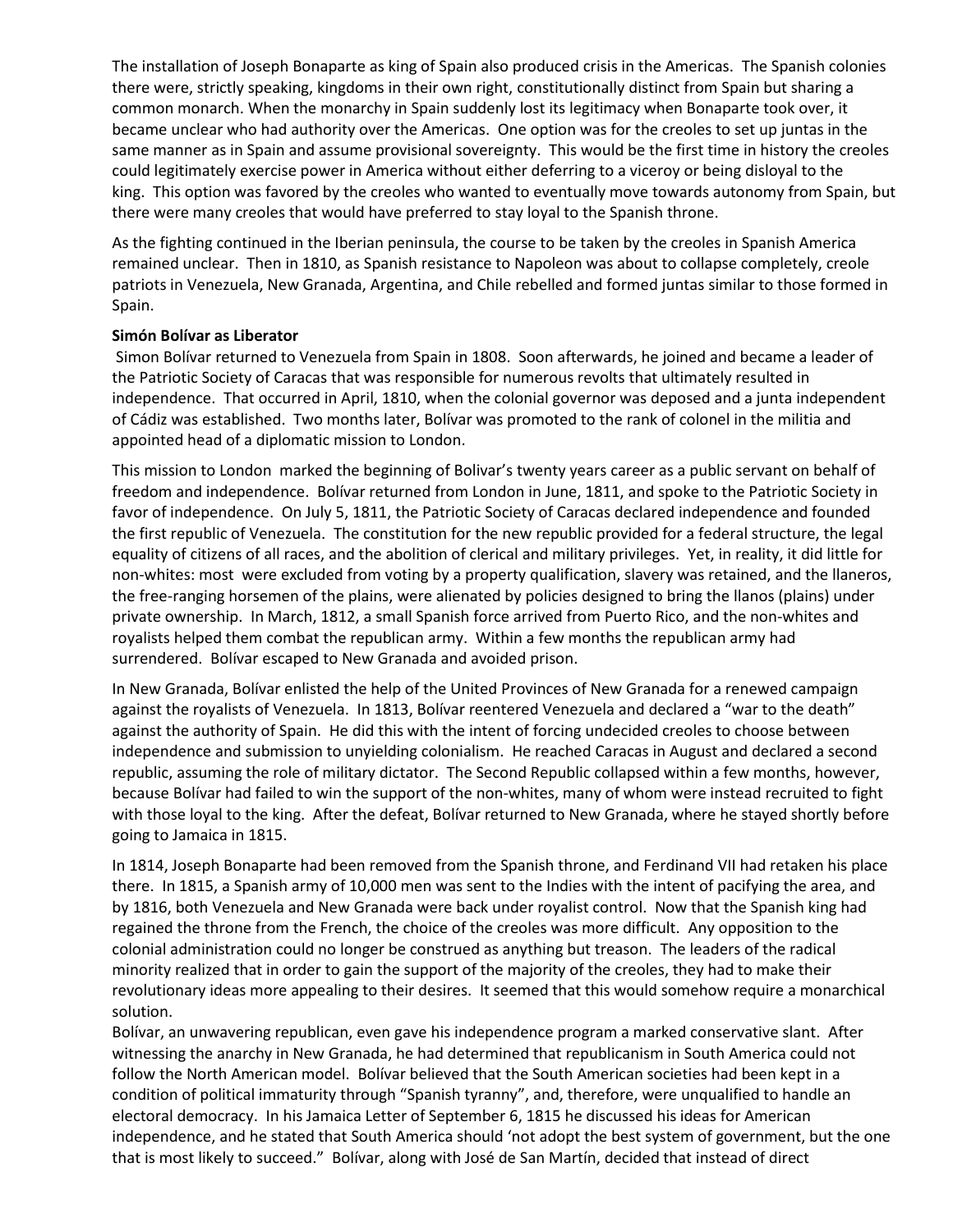The installation of Joseph Bonaparte as king of Spain also produced crisis in the Americas. The Spanish colonies there were, strictly speaking, kingdoms in their own right, constitutionally distinct from Spain but sharing a common monarch. When the monarchy in Spain suddenly lost its legitimacy when Bonaparte took over, it became unclear who had authority over the Americas. One option was for the creoles to set up juntas in the same manner as in Spain and assume provisional sovereignty. This would be the first time in history the creoles could legitimately exercise power in America without either deferring to a viceroy or being disloyal to the king. This option was favored by the creoles who wanted to eventually move towards autonomy from Spain, but there were many creoles that would have preferred to stay loyal to the Spanish throne.

As the fighting continued in the Iberian peninsula, the course to be taken by the creoles in Spanish America remained unclear. Then in 1810, as Spanish resistance to Napoleon was about to collapse completely, creole patriots in Venezuela, New Granada, Argentina, and Chile rebelled and formed juntas similar to those formed in Spain.

**Simón Bolívar as Liberator**

Simon Bolívar returned to Venezuela from Spain in 1808. Soon afterwards, he joined and became a leader of the Patriotic Society of Caracas that was responsible for numerous revolts that ultimately resulted in independence. That occurred in April, 1810, when the colonial governor was deposed and a junta independent of Cádiz was established. Two months later, Bolívar was promoted to the rank of colonel in the militia and appointed head of a diplomatic mission to London.

This mission to London marked the beginning of Bolivar's twenty years career as a public servant on behalf of freedom and independence. Bolívar returned from London in June, 1811, and spoke to the Patriotic Society in favor of independence. On July 5, 1811, the Patriotic Society of Caracas declared independence and founded the first republic of Venezuela. The constitution for the new republic provided for a federal structure, the legal equality of citizens of all races, and the abolition of clerical and military privileges. Yet, in reality, it did little for non-whites: most were excluded from voting by a property qualification, slavery was retained, and the llaneros, the free-ranging horsemen of the plains, were alienated by policies designed to bring the llanos (plains) under private ownership. In March, 1812, a small Spanish force arrived from Puerto Rico, and the non-whites and royalists helped them combat the republican army. Within a few months the republican army had surrendered. Bolívar escaped to New Granada and avoided prison.

In New Granada, Bolívar enlisted the help of the United Provinces of New Granada for a renewed campaign against the royalists of Venezuela. In 1813, Bolívar reentered Venezuela and declared a "war to the death" against the authority of Spain. He did this with the intent of forcing undecided creoles to choose between independence and submission to unyielding colonialism. He reached Caracas in August and declared a second republic, assuming the role of military dictator. The Second Republic collapsed within a few months, however, because Bolívar had failed to win the support of the non-whites, many of whom were instead recruited to fight with those loyal to the king. After the defeat, Bolívar returned to New Granada, where he stayed shortly before going to Jamaica in 1815.

In 1814, Joseph Bonaparte had been removed from the Spanish throne, and Ferdinand VII had retaken his place there. In 1815, a Spanish army of 10,000 men was sent to the Indies with the intent of pacifying the area, and by 1816, both Venezuela and New Granada were back under royalist control. Now that the Spanish king had regained the throne from the French, the choice of the creoles was more difficult. Any opposition to the colonial administration could no longer be construed as anything but treason. The leaders of the radical minority realized that in order to gain the support of the majority of the creoles, they had to make their revolutionary ideas more appealing to their desires. It seemed that this would somehow require a monarchical solution.

Bolívar, an unwavering republican, even gave his independence program a marked conservative slant. After witnessing the anarchy in New Granada, he had determined that republicanism in South America could not follow the North American model. Bolívar believed that the South American societies had been kept in a condition of political immaturity through "Spanish tyranny", and, therefore, were unqualified to handle an electoral democracy. In his Jamaica Letter of September 6, 1815 he discussed his ideas for American independence, and he stated that South America should 'not adopt the best system of government, but the one that is most likely to succeed." Bolívar, along with José de San Martín, decided that instead of direct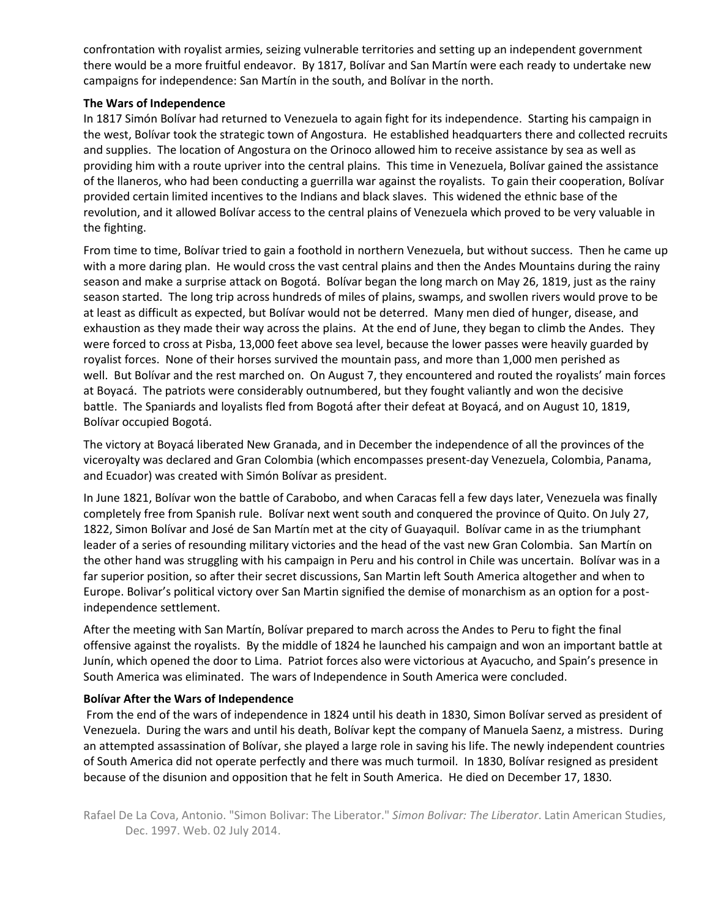confrontation with royalist armies, seizing vulnerable territories and setting up an independent government there would be a more fruitful endeavor. By 1817, Bolívar and San Martín were each ready to undertake new campaigns for independence: San Martín in the south, and Bolívar in the north.

**The Wars of Independence**

In 1817 Simón Bolívar had returned to Venezuela to again fight for its independence. Starting his campaign in the west, Bolívar took the strategic town of Angostura. He established headquarters there and collected recruits and supplies. The location of Angostura on the Orinoco allowed him to receive assistance by sea as well as providing him with a route upriver into the central plains. This time in Venezuela, Bolívar gained the assistance of the llaneros, who had been conducting a guerrilla war against the royalists. To gain their cooperation, Bolívar provided certain limited incentives to the Indians and black slaves. This widened the ethnic base of the revolution, and it allowed Bolívar access to the central plains of Venezuela which proved to be very valuable in the fighting.

From time to time, Bolívar tried to gain a foothold in northern Venezuela, but without success. Then he came up with a more daring plan. He would cross the vast central plains and then the Andes Mountains during the rainy season and make a surprise attack on Bogotá. Bolívar began the long march on May 26, 1819, just as the rainy season started. The long trip across hundreds of miles of plains, swamps, and swollen rivers would prove to be at least as difficult as expected, but Bolívar would not be deterred. Many men died of hunger, disease, and exhaustion as they made their way across the plains. At the end of June, they began to climb the Andes. They were forced to cross at Pisba, 13,000 feet above sea level, because the lower passes were heavily guarded by royalist forces. None of their horses survived the mountain pass, and more than 1,000 men perished as well. But Bolívar and the rest marched on. On August 7, they encountered and routed the royalists' main forces at Boyacá. The patriots were considerably outnumbered, but they fought valiantly and won the decisive battle. The Spaniards and loyalists fled from Bogotá after their defeat at Boyacá, and on August 10, 1819, Bolívar occupied Bogotá.

The victory at Boyacá liberated New Granada, and in December the independence of all the provinces of the viceroyalty was declared and Gran Colombia (which encompasses present-day Venezuela, Colombia, Panama, and Ecuador) was created with Simón Bolívar as president.

In June 1821, Bolívar won the battle of Carabobo, and when Caracas fell a few days later, Venezuela was finally completely free from Spanish rule. Bolívar next went south and conquered the province of Quito. On July 27, 1822, Simon Bolívar and José de San Martín met at the city of Guayaquil. Bolívar came in as the triumphant leader of a series of resounding military victories and the head of the vast new Gran Colombia. San Martín on the other hand was struggling with his campaign in Peru and his control in Chile was uncertain. Bolívar was in a far superior position, so after their secret discussions, San Martin left South America altogether and when to Europe. Bolivar's political victory over San Martin signified the demise of monarchism as an option for a post-independence settlement.

After the meeting with San Martín, Bolívar prepared to march across the Andes to Peru to fight the final offensive against the royalists. By the middle of 1824 he launched his campaign and won an important battle at Junín, which opened the door to Lima. Patriot forces also were victorious at Ayacucho, and Spain's presence in South America was eliminated. The wars of Independence in South America were concluded.

**Bolívar After the Wars of Independence**

From the end of the wars of independence in 1824 until his death in 1830, Simon Bolívar served as president of Venezuela. During the wars and until his death, Bolívar kept the company of Manuela Saenz, a mistress. During an attempted assassination of Bolívar, she played a large role in saving his life. The newly independent countries of South America did not operate perfectly and there was much turmoil. In 1830, Bolívar resigned as president because of the disunion and opposition that he felt in South America. He died on December 17, 1830.

Rafael De La Cova, Antonio. "Simon Bolivar: The Liberator." *Simon Bolivar: The Liberator*. Latin American Studies, Dec. 1997. Web. 02 July 2014.